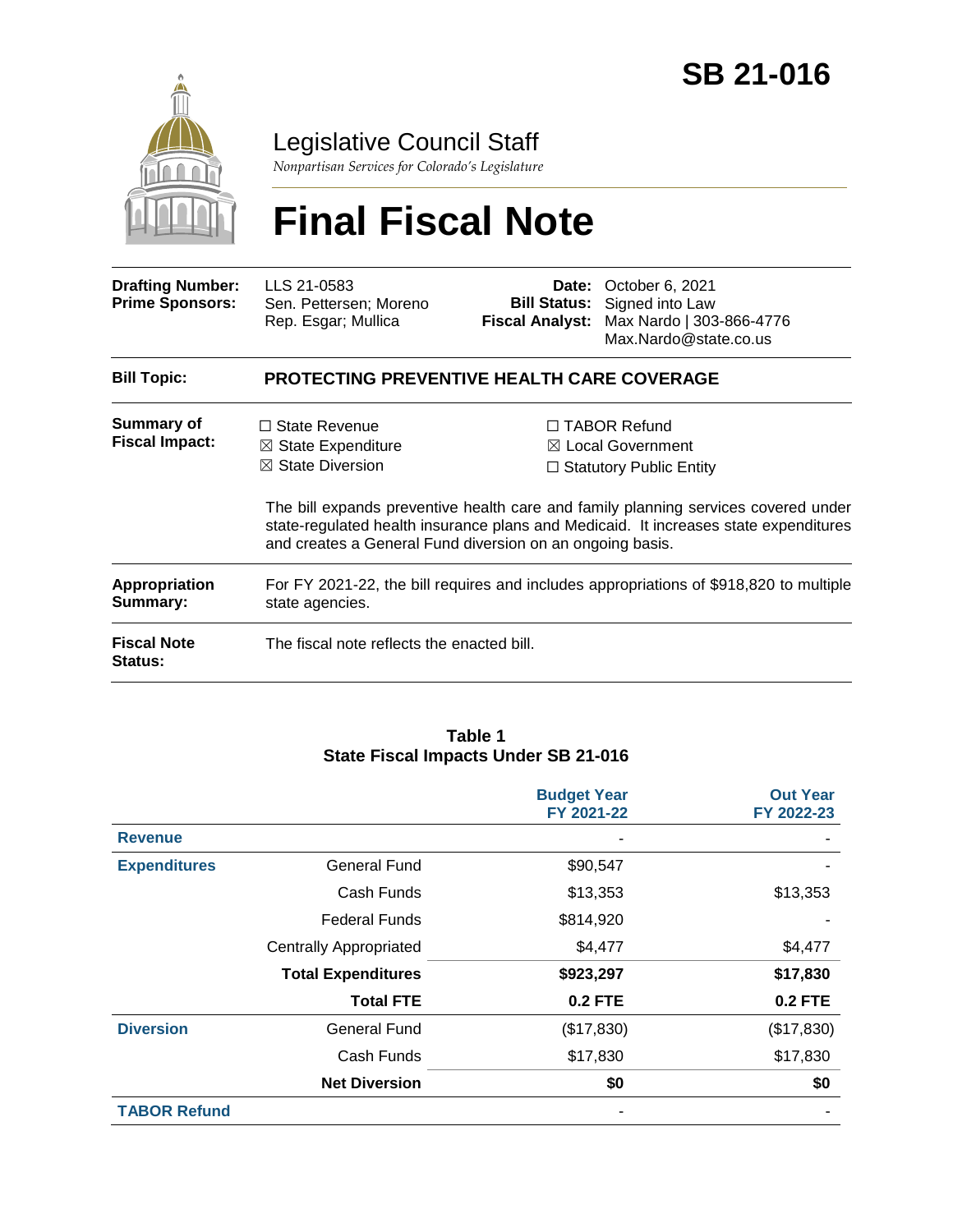# SB 21-016

# Legislative Council Staff

*Nonpartisan Services for Colorado's Legislature*

# Final Fiscal Note

| | | | |
|---|---|---|---|
| **Drafting Number:** | LLS 21-0583 | **Date:** | October 6, 2021 |
| **Prime Sponsors:** | Sen. Pettersen; Moreno<br>Rep. Esgar; Mullica | **Bill Status:** | Signed into Law |
| | | **Fiscal Analyst:** | Max Nardo \| 303-866-4776<br>Max.Nardo@state.co.us |

| | |
|---|---|
| **Bill Topic:** | **PROTECTING PREVENTIVE HEALTH CARE COVERAGE** |
| **Summary of Fiscal Impact:** | ☐ State Revenue ☒ State Expenditure ☒ State Diversion ☐ TABOR Refund ☒ Local Government ☐ Statutory Public Entity<br><br>The bill expands preventive health care and family planning services covered under state-regulated health insurance plans and Medicaid. It increases state expenditures and creates a General Fund diversion on an ongoing basis. |
| **Appropriation Summary:** | For FY 2021-22, the bill requires and includes appropriations of $918,820 to multiple state agencies. |
| **Fiscal Note Status:** | The fiscal note reflects the enacted bill. |

**Table 1**
**State Fiscal Impacts Under SB 21-016**

| | | Budget Year FY 2021-22 | Out Year FY 2022-23 |
|---|---|---|---|
| **Revenue** | | - | - |
| **Expenditures** | General Fund | $90,547 | - |
| | Cash Funds | $13,353 | $13,353 |
| | Federal Funds | $814,920 | - |
| | Centrally Appropriated | $4,477 | $4,477 |
| | **Total Expenditures** | **$923,297** | **$17,830** |
| | **Total FTE** | **0.2 FTE** | **0.2 FTE** |
| **Diversion** | General Fund | ($17,830) | ($17,830) |
| | Cash Funds | $17,830 | $17,830 |
| | **Net Diversion** | **$0** | **$0** |
| **TABOR Refund** | | - | - |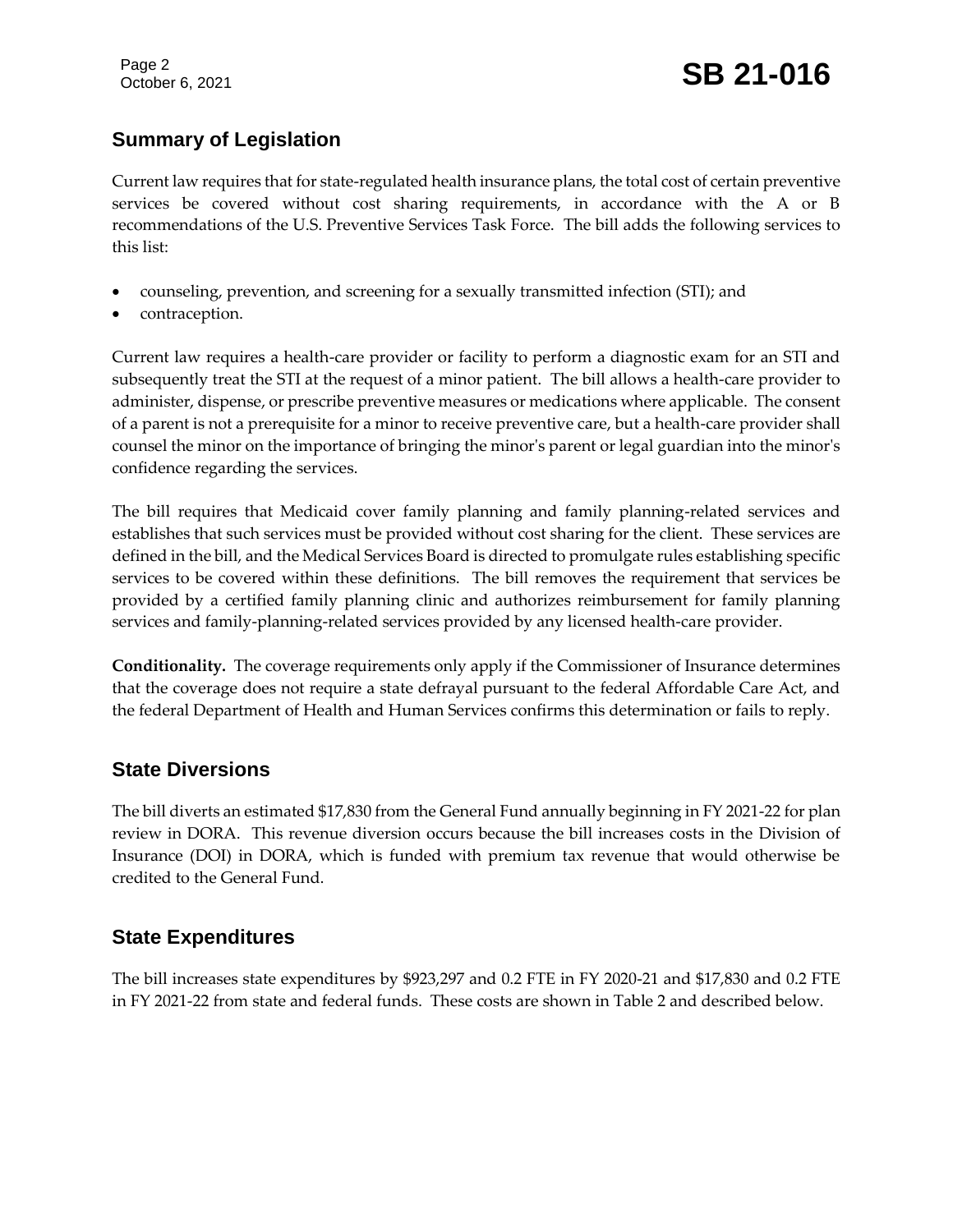## Summary of Legislation

Current law requires that for state-regulated health insurance plans, the total cost of certain preventive services be covered without cost sharing requirements, in accordance with the A or B recommendations of the U.S. Preventive Services Task Force. The bill adds the following services to this list:

- counseling, prevention, and screening for a sexually transmitted infection (STI); and
- contraception.

Current law requires a health-care provider or facility to perform a diagnostic exam for an STI and subsequently treat the STI at the request of a minor patient. The bill allows a health-care provider to administer, dispense, or prescribe preventive measures or medications where applicable. The consent of a parent is not a prerequisite for a minor to receive preventive care, but a health-care provider shall counsel the minor on the importance of bringing the minor's parent or legal guardian into the minor's confidence regarding the services.

The bill requires that Medicaid cover family planning and family planning-related services and establishes that such services must be provided without cost sharing for the client. These services are defined in the bill, and the Medical Services Board is directed to promulgate rules establishing specific services to be covered within these definitions. The bill removes the requirement that services be provided by a certified family planning clinic and authorizes reimbursement for family planning services and family-planning-related services provided by any licensed health-care provider.

**Conditionality.** The coverage requirements only apply if the Commissioner of Insurance determines that the coverage does not require a state defrayal pursuant to the federal Affordable Care Act, and the federal Department of Health and Human Services confirms this determination or fails to reply.

## State Diversions

The bill diverts an estimated $17,830 from the General Fund annually beginning in FY 2021-22 for plan review in DORA. This revenue diversion occurs because the bill increases costs in the Division of Insurance (DOI) in DORA, which is funded with premium tax revenue that would otherwise be credited to the General Fund.

## State Expenditures

The bill increases state expenditures by $923,297 and 0.2 FTE in FY 2020-21 and $17,830 and 0.2 FTE in FY 2021-22 from state and federal funds. These costs are shown in Table 2 and described below.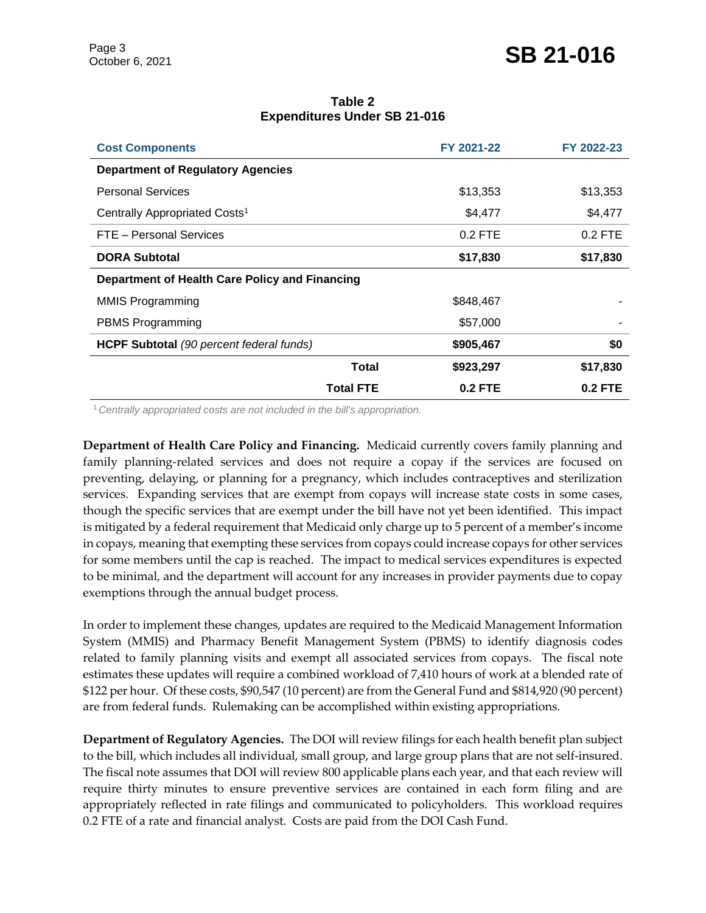**Table 2**
**Expenditures Under SB 21-016**

| Cost Components | FY 2021-22 | FY 2022-23 |
|---|---|---|
| **Department of Regulatory Agencies** | | |
| Personal Services | $13,353 | $13,353 |
| Centrally Appropriated Costs[1] | $4,477 | $4,477 |
| FTE – Personal Services | 0.2 FTE | 0.2 FTE |
| **DORA Subtotal** | **$17,830** | **$17,830** |
| **Department of Health Care Policy and Financing** | | |
| MMIS Programming | $848,467 | - |
| PBMS Programming | $57,000 | - |
| **HCPF Subtotal** *(90 percent federal funds)* | **$905,467** | **$0** |
| **Total** | **$923,297** | **$17,830** |
| **Total FTE** | **0.2 FTE** | **0.2 FTE** |

[1] *Centrally appropriated costs are not included in the bill's appropriation.*

**Department of Health Care Policy and Financing.** Medicaid currently covers family planning and family planning-related services and does not require a copay if the services are focused on preventing, delaying, or planning for a pregnancy, which includes contraceptives and sterilization services. Expanding services that are exempt from copays will increase state costs in some cases, though the specific services that are exempt under the bill have not yet been identified. This impact is mitigated by a federal requirement that Medicaid only charge up to 5 percent of a member's income in copays, meaning that exempting these services from copays could increase copays for other services for some members until the cap is reached. The impact to medical services expenditures is expected to be minimal, and the department will account for any increases in provider payments due to copay exemptions through the annual budget process.

In order to implement these changes, updates are required to the Medicaid Management Information System (MMIS) and Pharmacy Benefit Management System (PBMS) to identify diagnosis codes related to family planning visits and exempt all associated services from copays. The fiscal note estimates these updates will require a combined workload of 7,410 hours of work at a blended rate of $122 per hour. Of these costs, $90,547 (10 percent) are from the General Fund and $814,920 (90 percent) are from federal funds. Rulemaking can be accomplished within existing appropriations.

**Department of Regulatory Agencies.** The DOI will review filings for each health benefit plan subject to the bill, which includes all individual, small group, and large group plans that are not self-insured. The fiscal note assumes that DOI will review 800 applicable plans each year, and that each review will require thirty minutes to ensure preventive services are contained in each form filing and are appropriately reflected in rate filings and communicated to policyholders. This workload requires 0.2 FTE of a rate and financial analyst. Costs are paid from the DOI Cash Fund.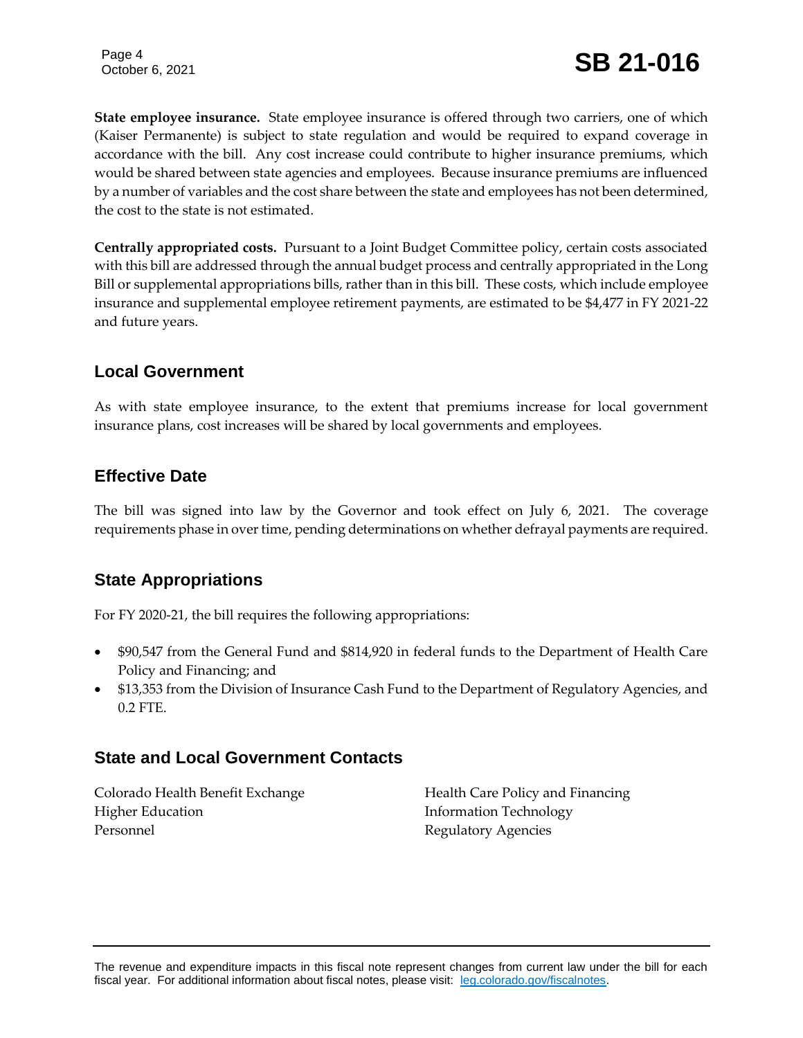**State employee insurance.** State employee insurance is offered through two carriers, one of which (Kaiser Permanente) is subject to state regulation and would be required to expand coverage in accordance with the bill. Any cost increase could contribute to higher insurance premiums, which would be shared between state agencies and employees. Because insurance premiums are influenced by a number of variables and the cost share between the state and employees has not been determined, the cost to the state is not estimated.

**Centrally appropriated costs.** Pursuant to a Joint Budget Committee policy, certain costs associated with this bill are addressed through the annual budget process and centrally appropriated in the Long Bill or supplemental appropriations bills, rather than in this bill. These costs, which include employee insurance and supplemental employee retirement payments, are estimated to be $4,477 in FY 2021-22 and future years.

## Local Government

As with state employee insurance, to the extent that premiums increase for local government insurance plans, cost increases will be shared by local governments and employees.

## Effective Date

The bill was signed into law by the Governor and took effect on July 6, 2021. The coverage requirements phase in over time, pending determinations on whether defrayal payments are required.

## State Appropriations

For FY 2020-21, the bill requires the following appropriations:

- $90,547 from the General Fund and $814,920 in federal funds to the Department of Health Care Policy and Financing; and
- $13,353 from the Division of Insurance Cash Fund to the Department of Regulatory Agencies, and 0.2 FTE.

## State and Local Government Contacts

Colorado Health Benefit Exchange
Health Care Policy and Financing
Higher Education
Information Technology
Personnel
Regulatory Agencies

The revenue and expenditure impacts in this fiscal note represent changes from current law under the bill for each fiscal year. For additional information about fiscal notes, please visit: leg.colorado.gov/fiscalnotes.